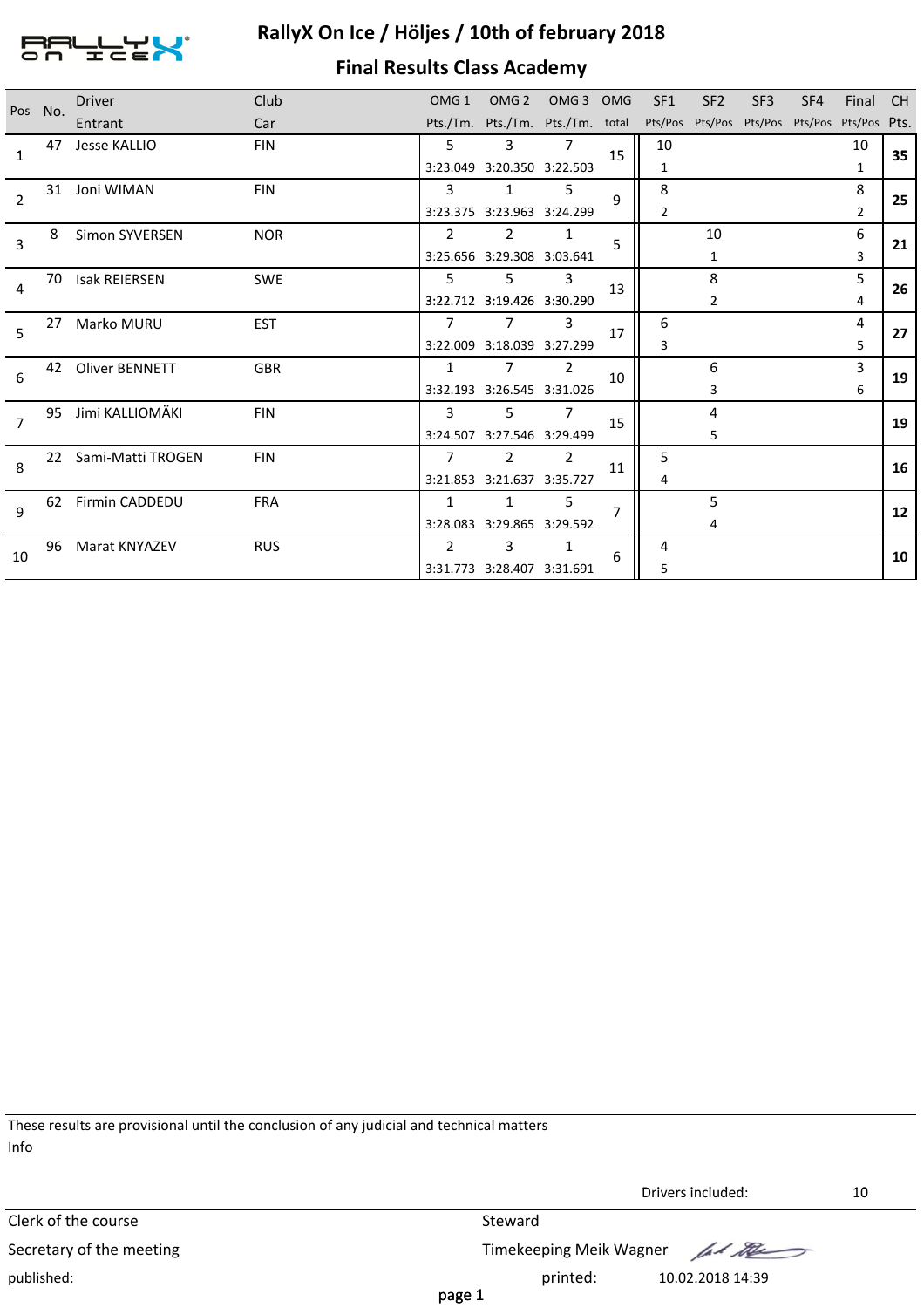# RallyX On Ice / Höljes / 10th of february 2018

## Final Results Class Academy

| Pos | No. | Driver / Entrant | Club / Car | OMG 1 Pts./Tm. | OMG 2 Pts./Tm. | OMG 3 Pts./Tm. | OMG total | SF1 Pts/Pos | SF2 Pts/Pos | SF3 Pts/Pos | SF4 Pts/Pos | Final Pts/Pos | CH Pts. |
|---|---|---|---|---|---|---|---|---|---|---|---|---|---|
| 1 | 47 | Jesse KALLIO | FIN | 5 / 3:23.049 | 3 / 3:20.350 | 7 / 3:22.503 | 15 | 10 / 1 | | | | 10 / 1 | **35** |
| 2 | 31 | Joni WIMAN | FIN | 3 / 3:23.375 | 1 / 3:23.963 | 5 / 3:24.299 | 9 | 8 / 2 | | | | 8 / 2 | **25** |
| 3 | 8 | Simon SYVERSEN | NOR | 2 / 3:25.656 | 2 / 3:29.308 | 1 / 3:03.641 | 5 | | 10 / 1 | | | 6 / 3 | **21** |
| 4 | 70 | Isak REIERSEN | SWE | 5 / 3:22.712 | 5 / 3:19.426 | 3 / 3:30.290 | 13 | | 8 / 2 | | | 5 / 4 | **26** |
| 5 | 27 | Marko MURU | EST | 7 / 3:22.009 | 7 / 3:18.039 | 3 / 3:27.299 | 17 | 6 / 3 | | | | 4 / 5 | **27** |
| 6 | 42 | Oliver BENNETT | GBR | 1 / 3:32.193 | 7 / 3:26.545 | 2 / 3:31.026 | 10 | | 6 / 3 | | | 3 / 6 | **19** |
| 7 | 95 | Jimi KALLIOMÄKI | FIN | 3 / 3:24.507 | 5 / 3:27.546 | 7 / 3:29.499 | 15 | | 4 / 5 | | | | **19** |
| 8 | 22 | Sami-Matti TROGEN | FIN | 7 / 3:21.853 | 2 / 3:21.637 | 2 / 3:35.727 | 11 | 5 / 4 | | | | | **16** |
| 9 | 62 | Firmin CADDEDU | FRA | 1 / 3:28.083 | 1 / 3:29.865 | 5 / 3:29.592 | 7 | | 5 / 4 | | | | **12** |
| 10 | 96 | Marat KNYAZEV | RUS | 2 / 3:31.773 | 3 / 3:28.407 | 1 / 3:31.691 | 6 | 4 / 5 | | | | | **10** |

These results are provisional until the conclusion of any judicial and technical matters

Info

Drivers included: 10

Clerk of the course

Steward

Secretary of the meeting

Timekeeping Meik Wagner

published:

printed: 10.02.2018 14:39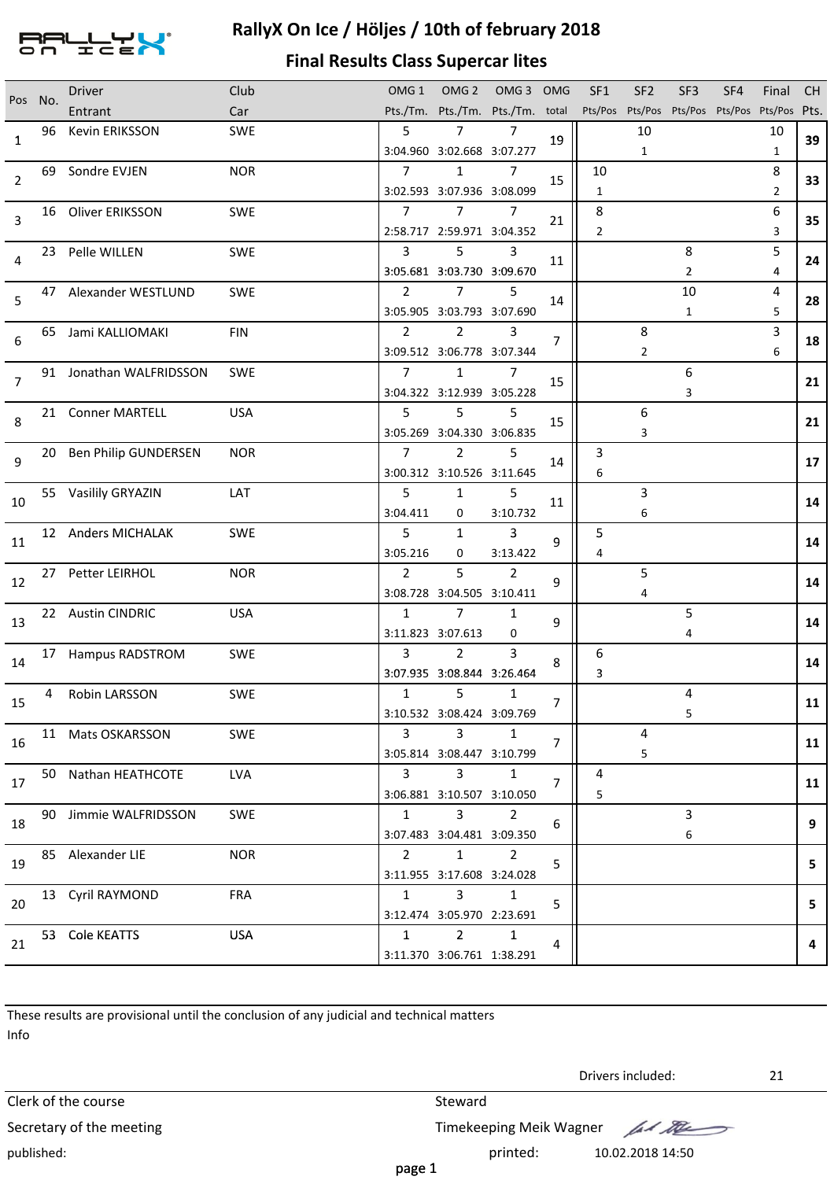# RallyX On Ice / Höljes / 10th of february 2018

## Final Results Class Supercar lites

| Pos | No. | Driver / Entrant | Club / Car | OMG 1 Pts./Tm. | OMG 2 Pts./Tm. | OMG 3 Pts./Tm. | OMG total | SF1 Pts/Pos | SF2 Pts/Pos | SF3 Pts/Pos | SF4 Pts/Pos | Final Pts/Pos | CH Pts. |
|---|---|---|---|---|---|---|---|---|---|---|---|---|---|
| 1 | 96 | Kevin ERIKSSON | SWE | 5<br>3:04.960 | 7<br>3:02.668 | 7<br>3:07.277 | 19 | | 10<br>1 | | | 10<br>1 | **39** |
| 2 | 69 | Sondre EVJEN | NOR | 7<br>3:02.593 | 1<br>3:07.936 | 7<br>3:08.099 | 15 | 10<br>1 | | | | 8<br>2 | **33** |
| 3 | 16 | Oliver ERIKSSON | SWE | 7<br>2:58.717 | 7<br>2:59.971 | 7<br>3:04.352 | 21 | 8<br>2 | | | | 6<br>3 | **35** |
| 4 | 23 | Pelle WILLEN | SWE | 3<br>3:05.681 | 5<br>3:03.730 | 3<br>3:09.670 | 11 | | | 8<br>2 | | 5<br>4 | **24** |
| 5 | 47 | Alexander WESTLUND | SWE | 2<br>3:05.905 | 7<br>3:03.793 | 5<br>3:07.690 | 14 | | | 10<br>1 | | 4<br>5 | **28** |
| 6 | 65 | Jami KALLIOMAKI | FIN | 2<br>3:09.512 | 2<br>3:06.778 | 3<br>3:07.344 | 7 | | 8<br>2 | | | 3<br>6 | **18** |
| 7 | 91 | Jonathan WALFRIDSSON | SWE | 7<br>3:04.322 | 1<br>3:12.939 | 7<br>3:05.228 | 15 | | | 6<br>3 | | | **21** |
| 8 | 21 | Conner MARTELL | USA | 5<br>3:05.269 | 5<br>3:04.330 | 5<br>3:06.835 | 15 | | 6<br>3 | | | | **21** |
| 9 | 20 | Ben Philip GUNDERSEN | NOR | 7<br>3:00.312 | 2<br>3:10.526 | 5<br>3:11.645 | 14 | 3<br>6 | | | | | **17** |
| 10 | 55 | Vasilily GRYAZIN | LAT | 5<br>3:04.411 | 1<br>0 | 5<br>3:10.732 | 11 | | 3<br>6 | | | | **14** |
| 11 | 12 | Anders MICHALAK | SWE | 5<br>3:05.216 | 1<br>0 | 3<br>3:13.422 | 9 | 5<br>4 | | | | | **14** |
| 12 | 27 | Petter LEIRHOL | NOR | 2<br>3:08.728 | 5<br>3:04.505 | 2<br>3:10.411 | 9 | | 5<br>4 | | | | **14** |
| 13 | 22 | Austin CINDRIC | USA | 1<br>3:11.823 | 7<br>3:07.613 | 1<br>0 | 9 | | | 5<br>4 | | | **14** |
| 14 | 17 | Hampus RADSTROM | SWE | 3<br>3:07.935 | 2<br>3:08.844 | 3<br>3:26.464 | 8 | 6<br>3 | | | | | **14** |
| 15 | 4 | Robin LARSSON | SWE | 1<br>3:10.532 | 5<br>3:08.424 | 1<br>3:09.769 | 7 | | | 4<br>5 | | | **11** |
| 16 | 11 | Mats OSKARSSON | SWE | 3<br>3:05.814 | 3<br>3:08.447 | 1<br>3:10.799 | 7 | | 4<br>5 | | | | **11** |
| 17 | 50 | Nathan HEATHCOTE | LVA | 3<br>3:06.881 | 3<br>3:10.507 | 1<br>3:10.050 | 7 | 4<br>5 | | | | | **11** |
| 18 | 90 | Jimmie WALFRIDSSON | SWE | 1<br>3:07.483 | 3<br>3:04.481 | 2<br>3:09.350 | 6 | | | 3<br>6 | | | **9** |
| 19 | 85 | Alexander LIE | NOR | 2<br>3:11.955 | 1<br>3:17.608 | 2<br>3:24.028 | 5 | | | | | | **5** |
| 20 | 13 | Cyril RAYMOND | FRA | 1<br>3:12.474 | 3<br>3:05.970 | 1<br>2:23.691 | 5 | | | | | | **5** |
| 21 | 53 | Cole KEATTS | USA | 1<br>3:11.370 | 2<br>3:06.761 | 1<br>1:38.291 | 4 | | | | | | **4** |

These results are provisional until the conclusion of any judicial and technical matters

Info

Drivers included: 21

Clerk of the course

Steward

Secretary of the meeting

Timekeeping Meik Wagner

published:

printed: 10.02.2018 14:50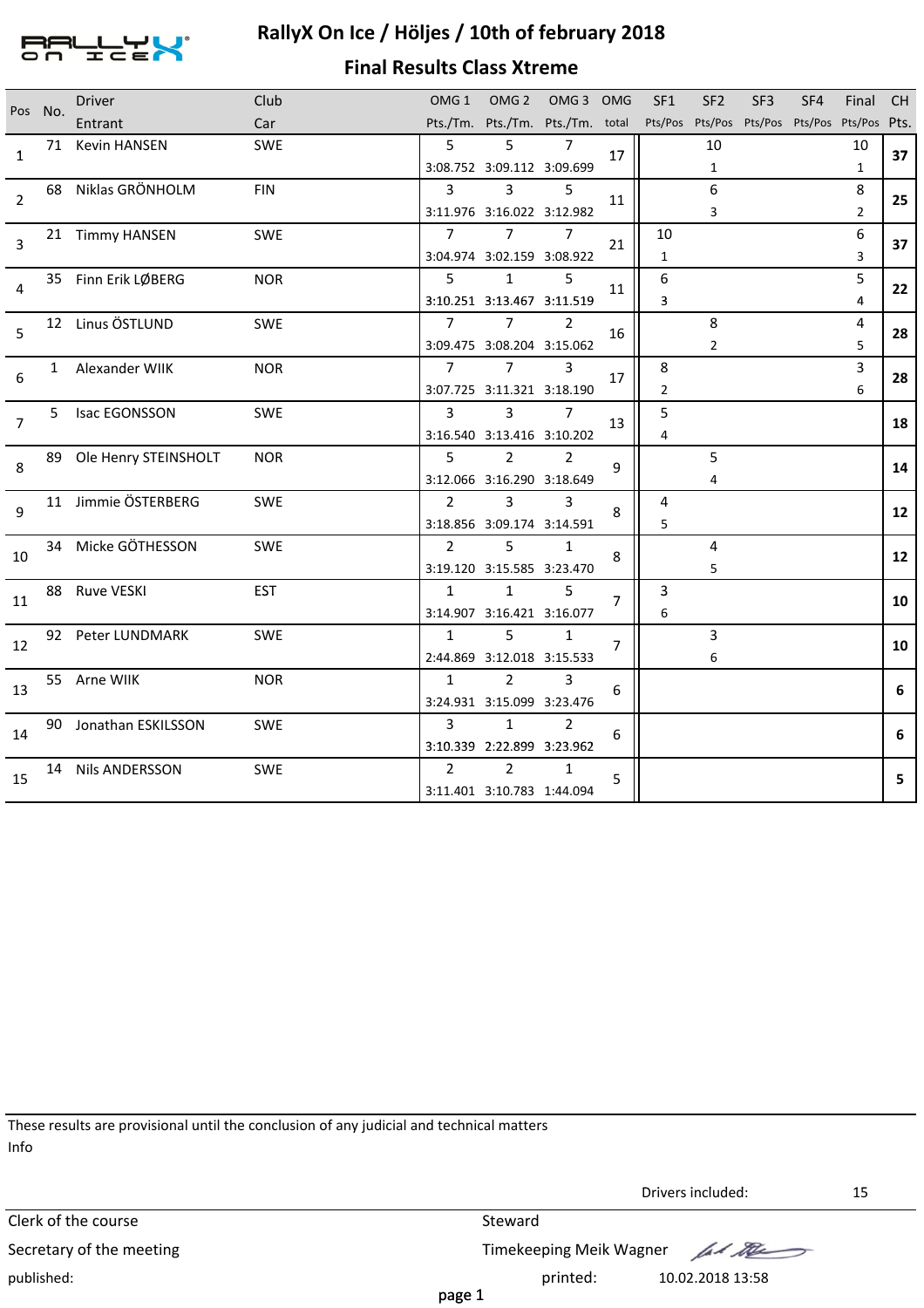# RallyX On Ice / Höljes / 10th of february 2018

## Final Results Class Xtreme

| Pos | No. | Driver / Entrant | Club / Car | OMG 1 Pts./Tm. | OMG 2 Pts./Tm. | OMG 3 Pts./Tm. | OMG total | SF1 Pts/Pos | SF2 Pts/Pos | SF3 Pts/Pos | SF4 Pts/Pos | Final Pts/Pos | CH Pts. |
|---|---|---|---|---|---|---|---|---|---|---|---|---|---|
| 1 | 71 | Kevin HANSEN | SWE | 5 / 3:08.752 | 5 / 3:09.112 | 7 / 3:09.699 | 17 | | 10 / 1 | | | 10 / 1 | **37** |
| 2 | 68 | Niklas GRÖNHOLM | FIN | 3 / 3:11.976 | 3 / 3:16.022 | 5 / 3:12.982 | 11 | | 6 / 3 | | | 8 / 2 | **25** |
| 3 | 21 | Timmy HANSEN | SWE | 7 / 3:04.974 | 7 / 3:02.159 | 7 / 3:08.922 | 21 | 10 / 1 | | | | 6 / 3 | **37** |
| 4 | 35 | Finn Erik LØBERG | NOR | 5 / 3:10.251 | 1 / 3:13.467 | 5 / 3:11.519 | 11 | 6 / 3 | | | | 5 / 4 | **22** |
| 5 | 12 | Linus ÖSTLUND | SWE | 7 / 3:09.475 | 7 / 3:08.204 | 2 / 3:15.062 | 16 | | 8 / 2 | | | 4 / 5 | **28** |
| 6 | 1 | Alexander WIIK | NOR | 7 / 3:07.725 | 7 / 3:11.321 | 3 / 3:18.190 | 17 | 8 / 2 | | | | 3 / 6 | **28** |
| 7 | 5 | Isac EGONSSON | SWE | 3 / 3:16.540 | 3 / 3:13.416 | 7 / 3:10.202 | 13 | 5 / 4 | | | | | **18** |
| 8 | 89 | Ole Henry STEINSHOLT | NOR | 5 / 3:12.066 | 2 / 3:16.290 | 2 / 3:18.649 | 9 | | 5 / 4 | | | | **14** |
| 9 | 11 | Jimmie ÖSTERBERG | SWE | 2 / 3:18.856 | 3 / 3:09.174 | 3 / 3:14.591 | 8 | 4 / 5 | | | | | **12** |
| 10 | 34 | Micke GÖTHESSON | SWE | 2 / 3:19.120 | 5 / 3:15.585 | 1 / 3:23.470 | 8 | | 4 / 5 | | | | **12** |
| 11 | 88 | Ruve VESKI | EST | 1 / 3:14.907 | 1 / 3:16.421 | 5 / 3:16.077 | 7 | 3 / 6 | | | | | **10** |
| 12 | 92 | Peter LUNDMARK | SWE | 1 / 2:44.869 | 5 / 3:12.018 | 1 / 3:15.533 | 7 | | 3 / 6 | | | | **10** |
| 13 | 55 | Arne WIIK | NOR | 1 / 3:24.931 | 2 / 3:15.099 | 3 / 3:23.476 | 6 | | | | | | **6** |
| 14 | 90 | Jonathan ESKILSSON | SWE | 3 / 3:10.339 | 1 / 2:22.899 | 2 / 3:23.962 | 6 | | | | | | **6** |
| 15 | 14 | Nils ANDERSSON | SWE | 2 / 3:11.401 | 2 / 3:10.783 | 1 / 1:44.094 | 5 | | | | | | **5** |

These results are provisional until the conclusion of any judicial and technical matters

Info

Drivers included: 15

Clerk of the course

Steward

Secretary of the meeting

Timekeeping Meik Wagner

published:

printed: 10.02.2018 13:58